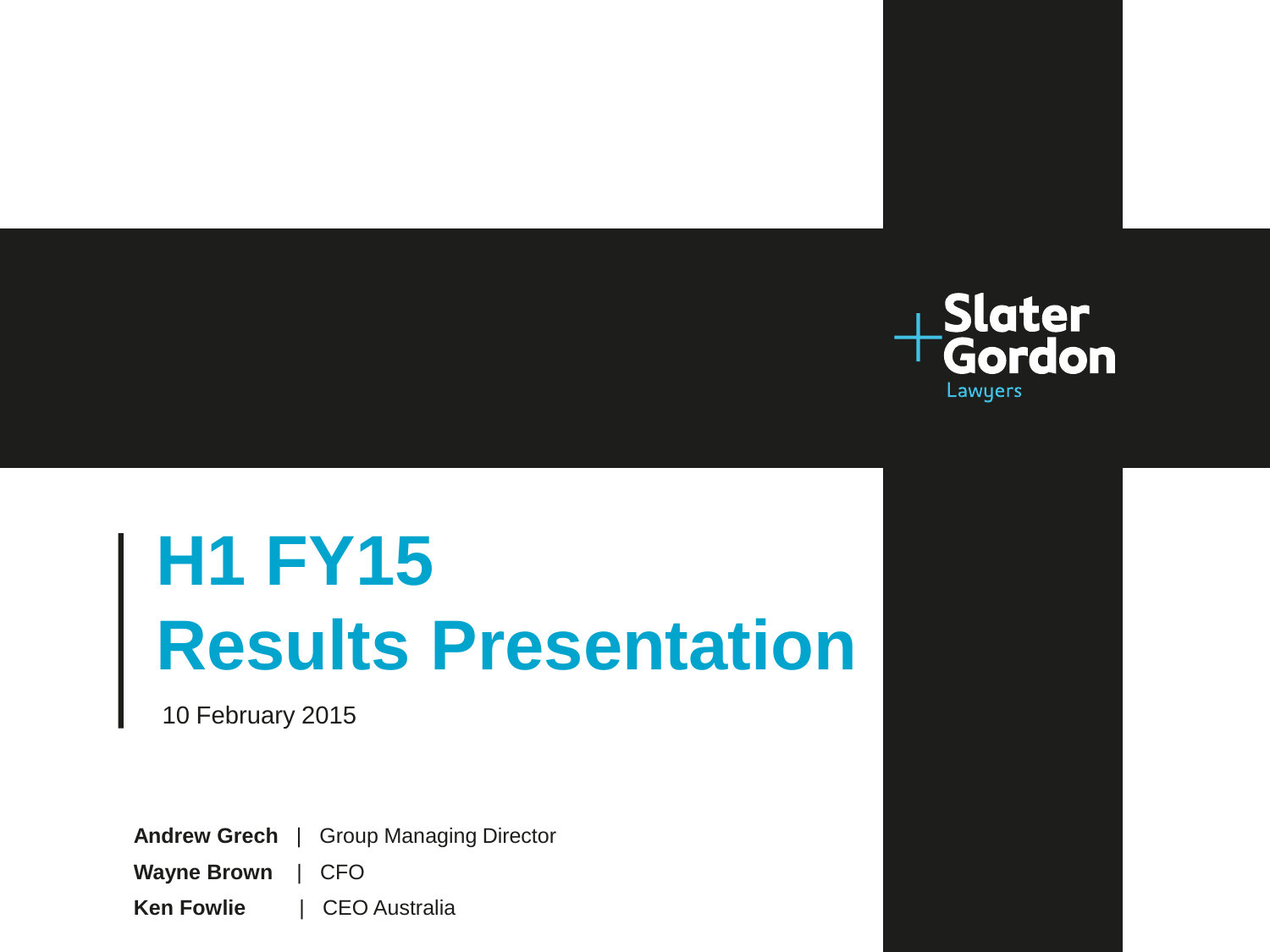Slater Gordon Lawyers

# H1 FY15
# Results Presentation

10 February 2015

**Andrew Grech** | Group Managing Director
**Wayne Brown** | CFO
**Ken Fowlie** | CEO Australia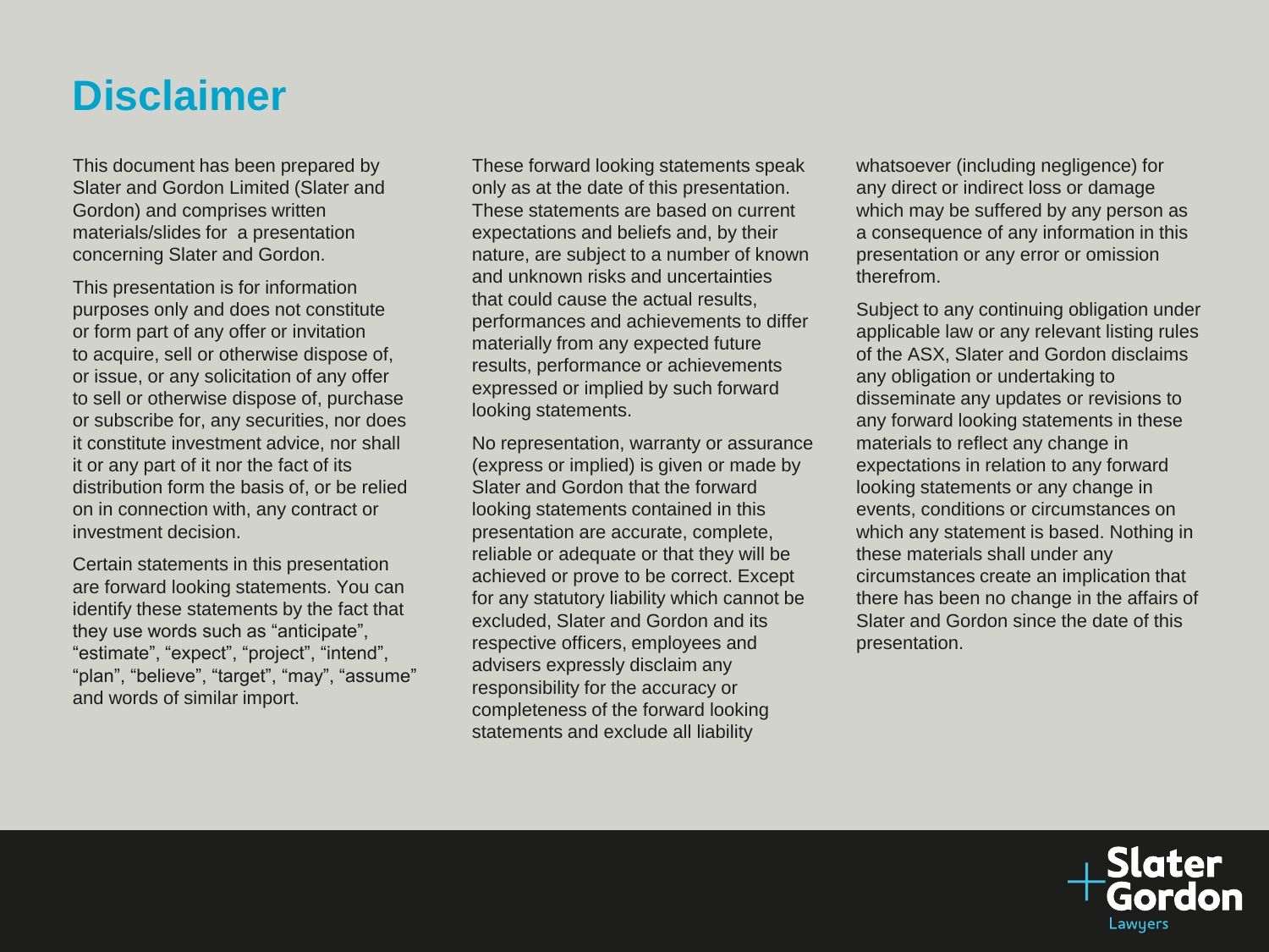# Disclaimer

This document has been prepared by Slater and Gordon Limited (Slater and Gordon) and comprises written materials/slides for a presentation concerning Slater and Gordon.

This presentation is for information purposes only and does not constitute or form part of any offer or invitation to acquire, sell or otherwise dispose of, or issue, or any solicitation of any offer to sell or otherwise dispose of, purchase or subscribe for, any securities, nor does it constitute investment advice, nor shall it or any part of it nor the fact of its distribution form the basis of, or be relied on in connection with, any contract or investment decision.

Certain statements in this presentation are forward looking statements. You can identify these statements by the fact that they use words such as "anticipate", "estimate", "expect", "project", "intend", "plan", "believe", "target", "may", "assume" and words of similar import.

These forward looking statements speak only as at the date of this presentation. These statements are based on current expectations and beliefs and, by their nature, are subject to a number of known and unknown risks and uncertainties that could cause the actual results, performances and achievements to differ materially from any expected future results, performance or achievements expressed or implied by such forward looking statements.

No representation, warranty or assurance (express or implied) is given or made by Slater and Gordon that the forward looking statements contained in this presentation are accurate, complete, reliable or adequate or that they will be achieved or prove to be correct. Except for any statutory liability which cannot be excluded, Slater and Gordon and its respective officers, employees and advisers expressly disclaim any responsibility for the accuracy or completeness of the forward looking statements and exclude all liability whatsoever (including negligence) for any direct or indirect loss or damage which may be suffered by any person as a consequence of any information in this presentation or any error or omission therefrom.

Subject to any continuing obligation under applicable law or any relevant listing rules of the ASX, Slater and Gordon disclaims any obligation or undertaking to disseminate any updates or revisions to any forward looking statements in these materials to reflect any change in expectations in relation to any forward looking statements or any change in events, conditions or circumstances on which any statement is based. Nothing in these materials shall under any circumstances create an implication that there has been no change in the affairs of Slater and Gordon since the date of this presentation.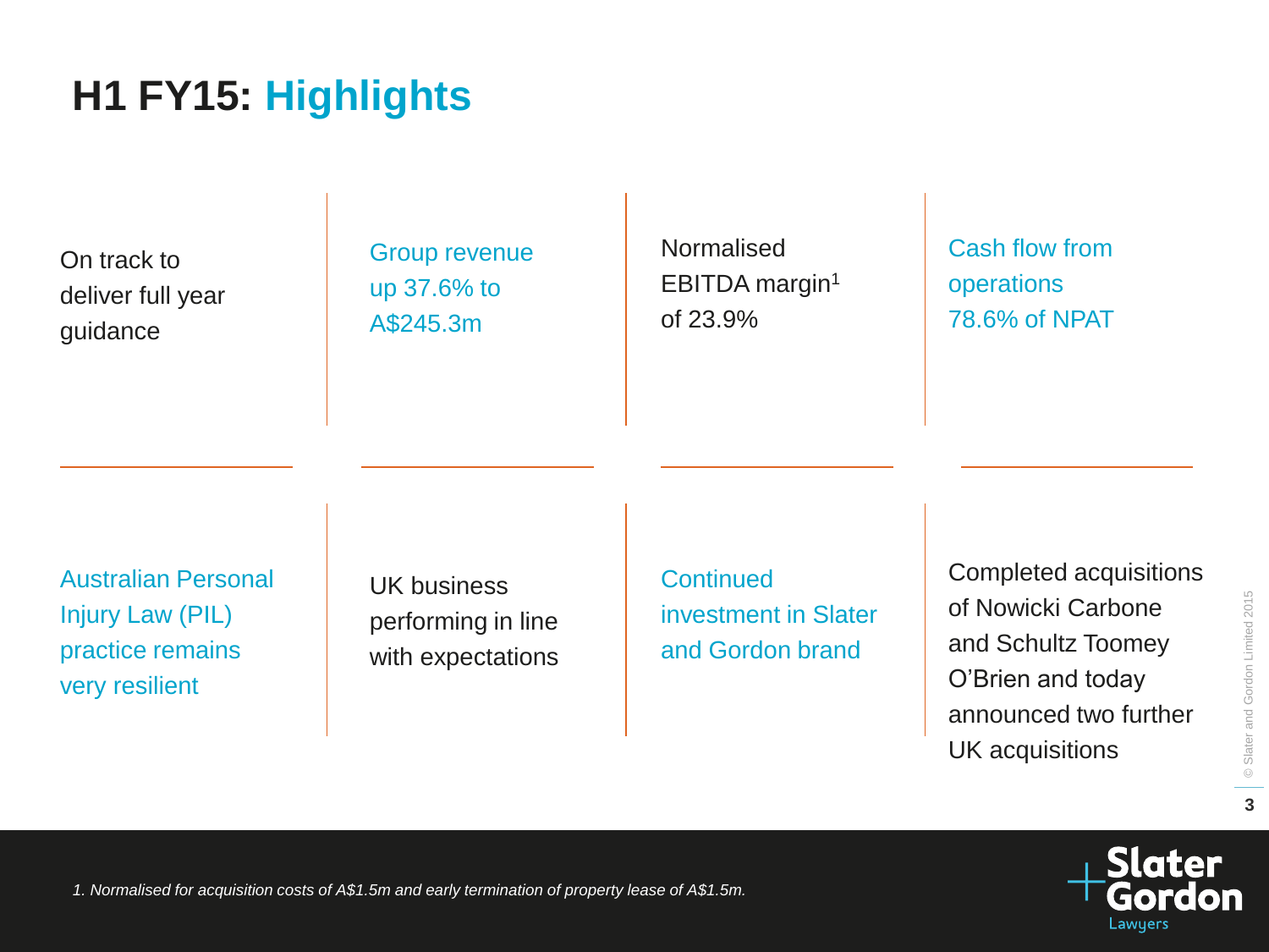# H1 FY15: Highlights

- On track to deliver full year guidance
- Group revenue up 37.6% to A$245.3m
- Normalised EBITDA margin[1] of 23.9%
- Cash flow from operations 78.6% of NPAT
- Australian Personal Injury Law (PIL) practice remains very resilient
- UK business performing in line with expectations
- Continued investment in Slater and Gordon brand
- Completed acquisitions of Nowicki Carbone and Schultz Toomey O'Brien and today announced two further UK acquisitions

*1. Normalised for acquisition costs of A$1.5m and early termination of property lease of A$1.5m.*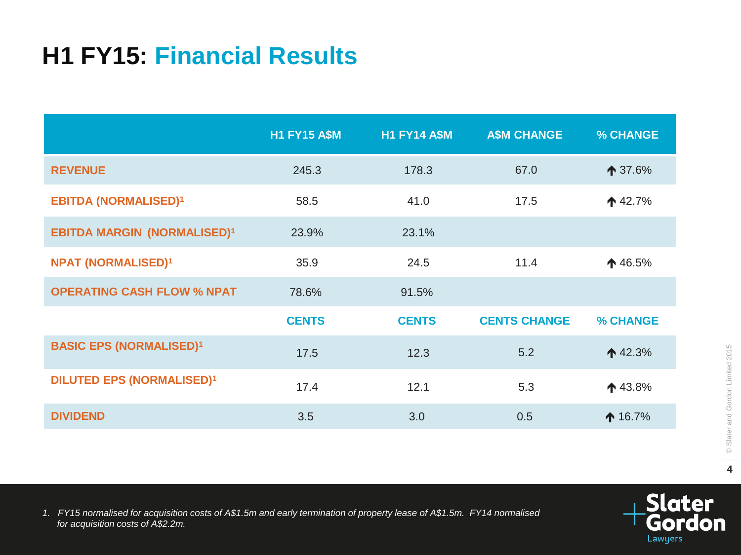# H1 FY15: Financial Results

| | H1 FY15 A$M | H1 FY14 A$M | A$M CHANGE | % CHANGE |
|---|---|---|---|---|
| REVENUE | 245.3 | 178.3 | 67.0 | ↑ 37.6% |
| EBITDA (NORMALISED)[1] | 58.5 | 41.0 | 17.5 | ↑ 42.7% |
| EBITDA MARGIN (NORMALISED)[1] | 23.9% | 23.1% | | |
| NPAT (NORMALISED)[1] | 35.9 | 24.5 | 11.4 | ↑ 46.5% |
| OPERATING CASH FLOW % NPAT | 78.6% | 91.5% | | |
| | CENTS | CENTS | CENTS CHANGE | % CHANGE |
| BASIC EPS (NORMALISED)[1] | 17.5 | 12.3 | 5.2 | ↑ 42.3% |
| DILUTED EPS (NORMALISED)[1] | 17.4 | 12.1 | 5.3 | ↑ 43.8% |
| DIVIDEND | 3.5 | 3.0 | 0.5 | ↑ 16.7% |

*1. FY15 normalised for acquisition costs of A$1.5m and early termination of property lease of A$1.5m. FY14 normalised for acquisition costs of A$2.2m.*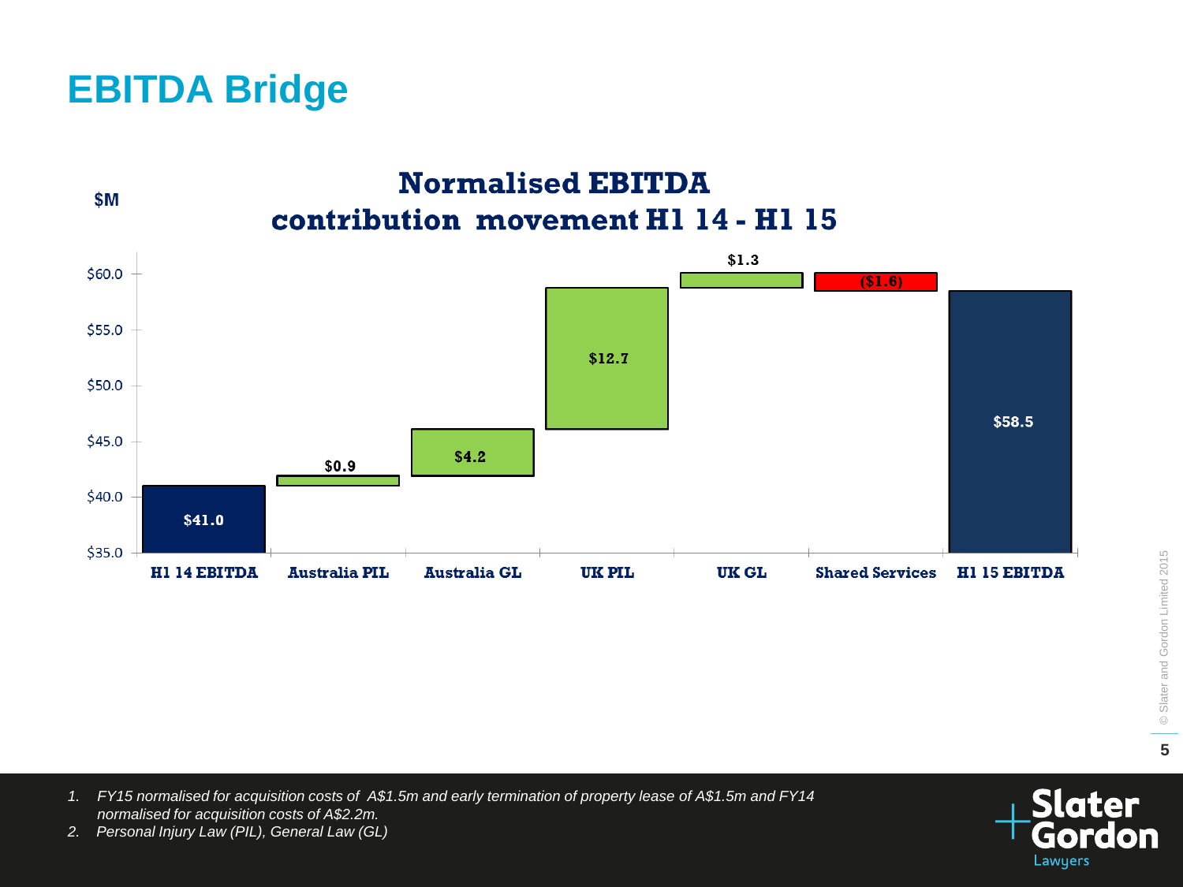# EBITDA Bridge

## Normalised EBITDA contribution movement H1 14 - H1 15

$M

| Category | Value ($M) |
|---|---|
| H1 14 EBITDA | $41.0 |
| Australia PIL | $0.9 |
| Australia GL | $4.2 |
| UK PIL | $12.7 |
| UK GL | $1.3 |
| Shared Services | ($1.6) |
| H1 15 EBITDA | $58.5 |

1. *FY15 normalised for acquisition costs of A$1.5m and early termination of property lease of A$1.5m and FY14 normalised for acquisition costs of A$2.2m.*
2. *Personal Injury Law (PIL), General Law (GL)*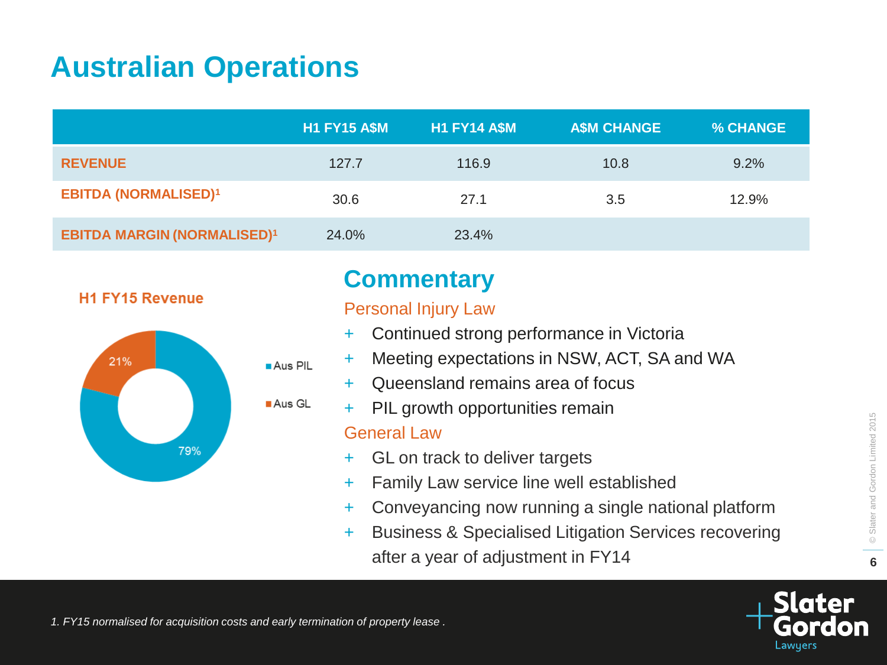# Australian Operations

| | H1 FY15 A$M | H1 FY14 A$M | A$M CHANGE | % CHANGE |
|---|---|---|---|---|
| REVENUE | 127.7 | 116.9 | 10.8 | 9.2% |
| EBITDA (NORMALISED)[1] | 30.6 | 27.1 | 3.5 | 12.9% |
| EBITDA MARGIN (NORMALISED)[1] | 24.0% | 23.4% | | |

**H1 FY15 Revenue**

- Aus PIL: 79%
- Aus GL: 21%

## Commentary

### Personal Injury Law

- Continued strong performance in Victoria
- Meeting expectations in NSW, ACT, SA and WA
- Queensland remains area of focus
- PIL growth opportunities remain

### General Law

- GL on track to deliver targets
- Family Law service line well established
- Conveyancing now running a single national platform
- Business & Specialised Litigation Services recovering after a year of adjustment in FY14

*1. FY15 normalised for acquisition costs and early termination of property lease .*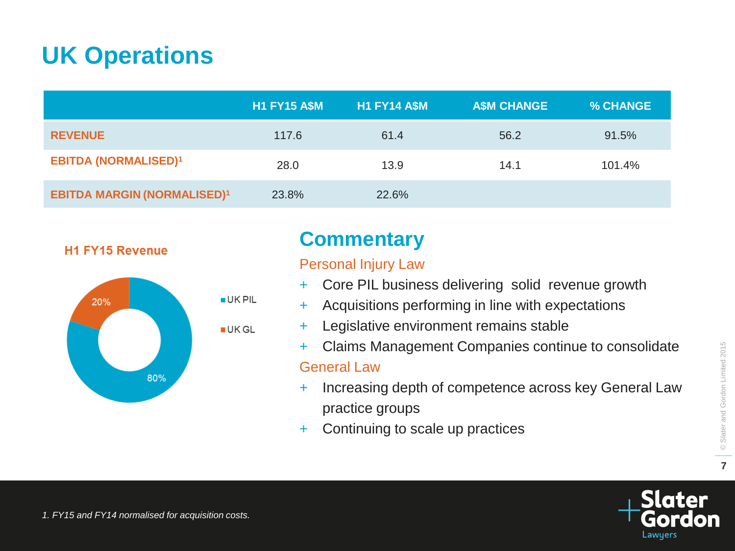# UK Operations

| | H1 FY15 A$M | H1 FY14 A$M | A$M CHANGE | % CHANGE |
|---|---|---|---|---|
| **REVENUE** | 117.6 | 61.4 | 56.2 | 91.5% |
| **EBITDA (NORMALISED)[1]** | 28.0 | 13.9 | 14.1 | 101.4% |
| **EBITDA MARGIN (NORMALISED)[1]** | 23.8% | 22.6% | | |

**H1 FY15 Revenue**

- UK PIL: 80%
- UK GL: 20%

## Commentary

### Personal Injury Law

- Core PIL business delivering solid revenue growth
- Acquisitions performing in line with expectations
- Legislative environment remains stable
- Claims Management Companies continue to consolidate

### General Law

- Increasing depth of competence across key General Law practice groups
- Continuing to scale up practices

*1. FY15 and FY14 normalised for acquisition costs.*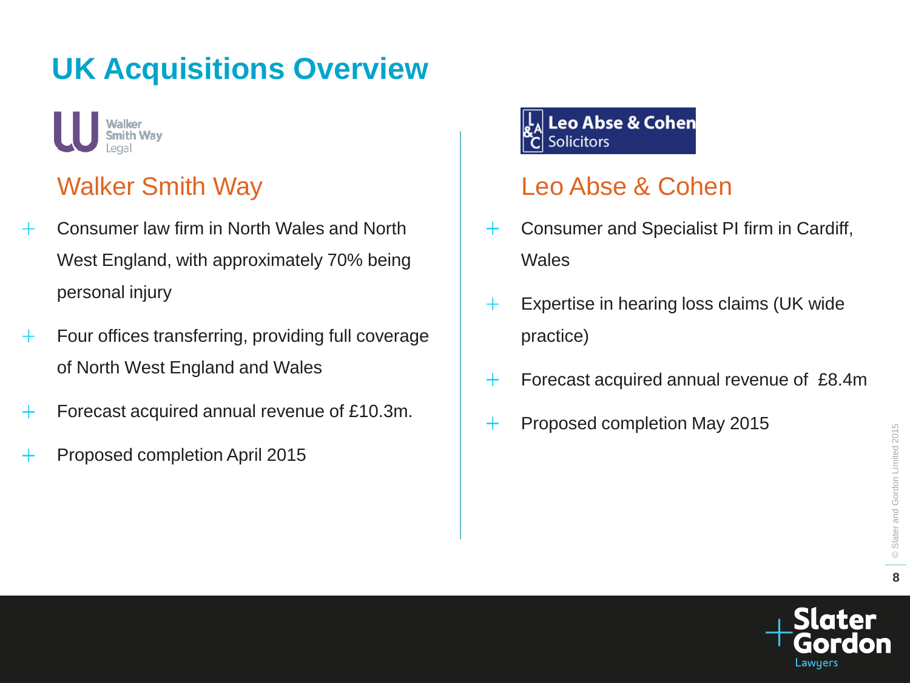# UK Acquisitions Overview

## Walker Smith Way

- Consumer law firm in North Wales and North West England, with approximately 70% being personal injury
- Four offices transferring, providing full coverage of North West England and Wales
- Forecast acquired annual revenue of £10.3m.
- Proposed completion April 2015

## Leo Abse & Cohen

- Consumer and Specialist PI firm in Cardiff, Wales
- Expertise in hearing loss claims (UK wide practice)
- Forecast acquired annual revenue of £8.4m
- Proposed completion May 2015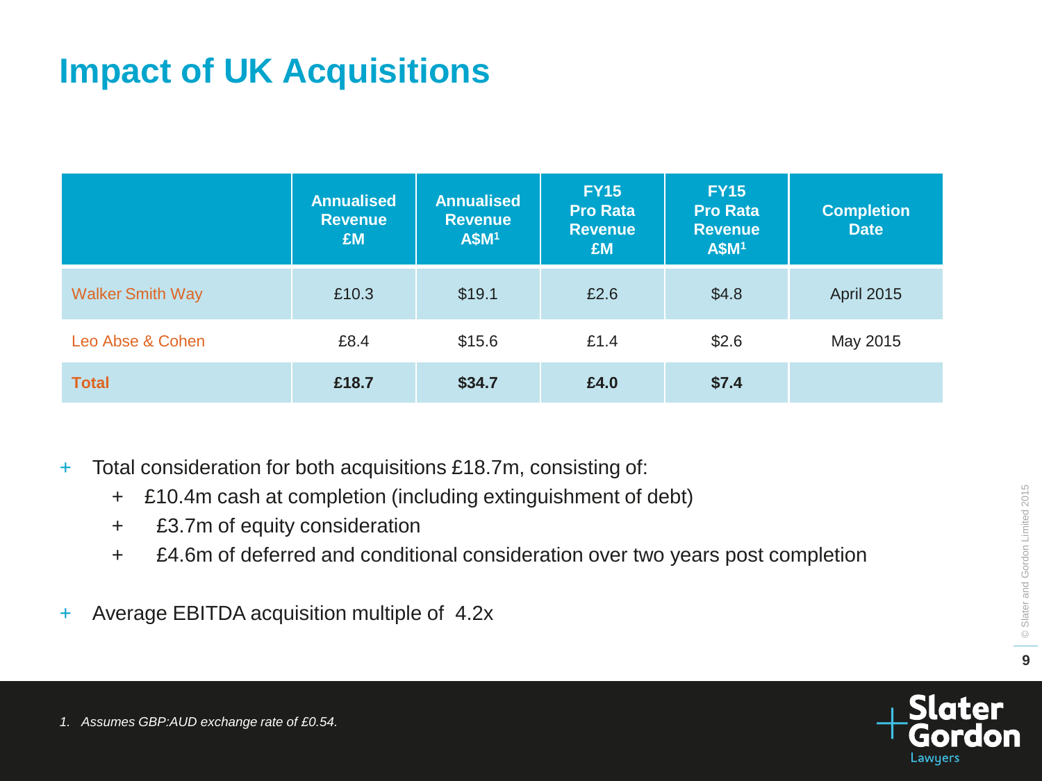# Impact of UK Acquisitions

| | Annualised Revenue £M | Annualised Revenue A$M[1] | FY15 Pro Rata Revenue £M | FY15 Pro Rata Revenue A$M[1] | Completion Date |
|---|---|---|---|---|---|
| Walker Smith Way | £10.3 | $19.1 | £2.6 | $4.8 | April 2015 |
| Leo Abse & Cohen | £8.4 | $15.6 | £1.4 | $2.6 | May 2015 |
| **Total** | **£18.7** | **$34.7** | **£4.0** | **$7.4** | |

- Total consideration for both acquisitions £18.7m, consisting of:
  - £10.4m cash at completion (including extinguishment of debt)
  - £3.7m of equity consideration
  - £4.6m of deferred and conditional consideration over two years post completion
- Average EBITDA acquisition multiple of 4.2x

*1. Assumes GBP:AUD exchange rate of £0.54.*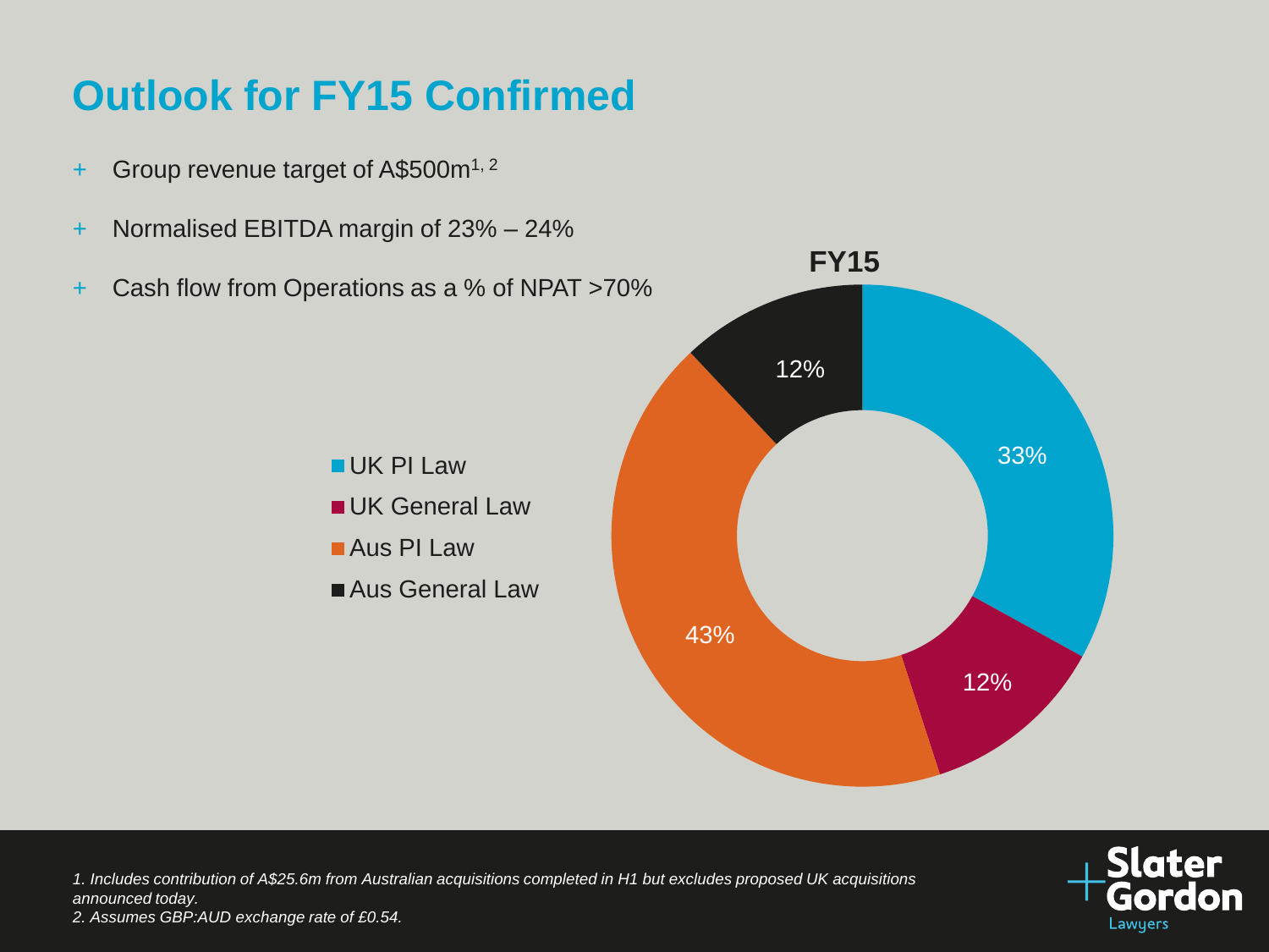# Outlook for FY15 Confirmed

- Group revenue target of A$500m[1, 2]
- Normalised EBITDA margin of 23% – 24%
- Cash flow from Operations as a % of NPAT >70%

**FY15**

| Segment | % |
|---|---|
| UK PI Law | 33% |
| UK General Law | 12% |
| Aus PI Law | 43% |
| Aus General Law | 12% |

*1. Includes contribution of A$25.6m from Australian acquisitions completed in H1 but excludes proposed UK acquisitions announced today.*
*2. Assumes GBP:AUD exchange rate of £0.54.*

Slater Gordon Lawyers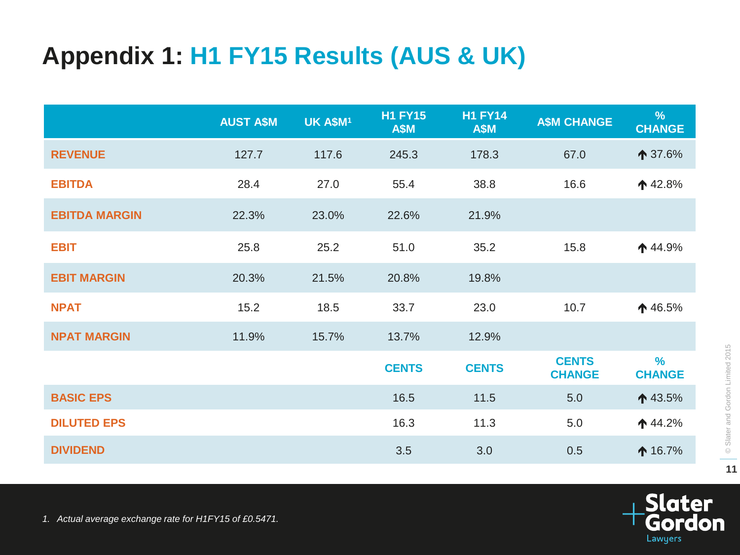# Appendix 1: H1 FY15 Results (AUS & UK)

| | AUST A$M | UK A$M[1] | H1 FY15 A$M | H1 FY14 A$M | A$M CHANGE | % CHANGE |
|---|---|---|---|---|---|---|
| REVENUE | 127.7 | 117.6 | 245.3 | 178.3 | 67.0 | ↑ 37.6% |
| EBITDA | 28.4 | 27.0 | 55.4 | 38.8 | 16.6 | ↑ 42.8% |
| EBITDA MARGIN | 22.3% | 23.0% | 22.6% | 21.9% | | |
| EBIT | 25.8 | 25.2 | 51.0 | 35.2 | 15.8 | ↑ 44.9% |
| EBIT MARGIN | 20.3% | 21.5% | 20.8% | 19.8% | | |
| NPAT | 15.2 | 18.5 | 33.7 | 23.0 | 10.7 | ↑ 46.5% |
| NPAT MARGIN | 11.9% | 15.7% | 13.7% | 12.9% | | |
| | | | CENTS | CENTS | CENTS CHANGE | % CHANGE |
| BASIC EPS | | | 16.5 | 11.5 | 5.0 | ↑ 43.5% |
| DILUTED EPS | | | 16.3 | 11.3 | 5.0 | ↑ 44.2% |
| DIVIDEND | | | 3.5 | 3.0 | 0.5 | ↑ 16.7% |

*1. Actual average exchange rate for H1FY15 of £0.5471.*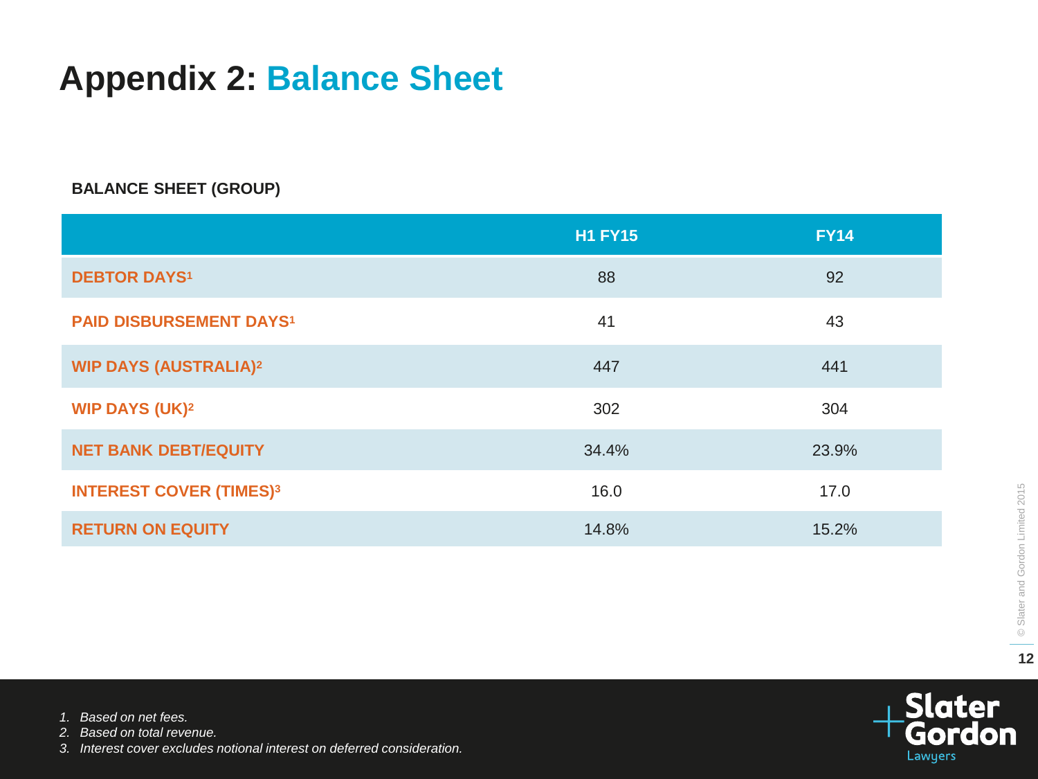# Appendix 2: Balance Sheet

**BALANCE SHEET (GROUP)**

| | H1 FY15 | FY14 |
|---|---|---|
| DEBTOR DAYS[1] | 88 | 92 |
| PAID DISBURSEMENT DAYS[1] | 41 | 43 |
| WIP DAYS (AUSTRALIA)[2] | 447 | 441 |
| WIP DAYS (UK)[2] | 302 | 304 |
| NET BANK DEBT/EQUITY | 34.4% | 23.9% |
| INTEREST COVER (TIMES)[3] | 16.0 | 17.0 |
| RETURN ON EQUITY | 14.8% | 15.2% |

© Slater and Gordon Limited 2015

1. *Based on net fees.*
2. *Based on total revenue.*
3. *Interest cover excludes notional interest on deferred consideration.*

Slater Gordon Lawyers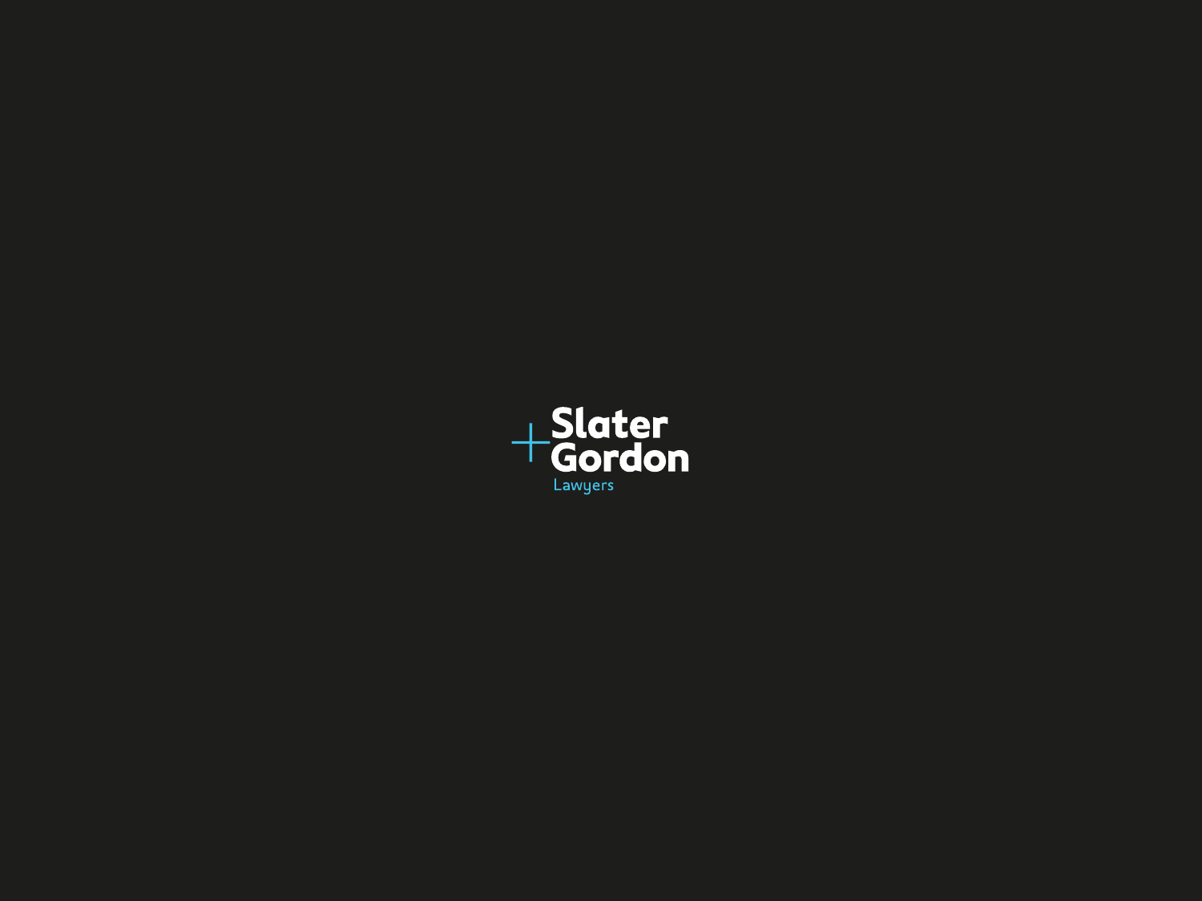Slater
Gordon
Lawyers